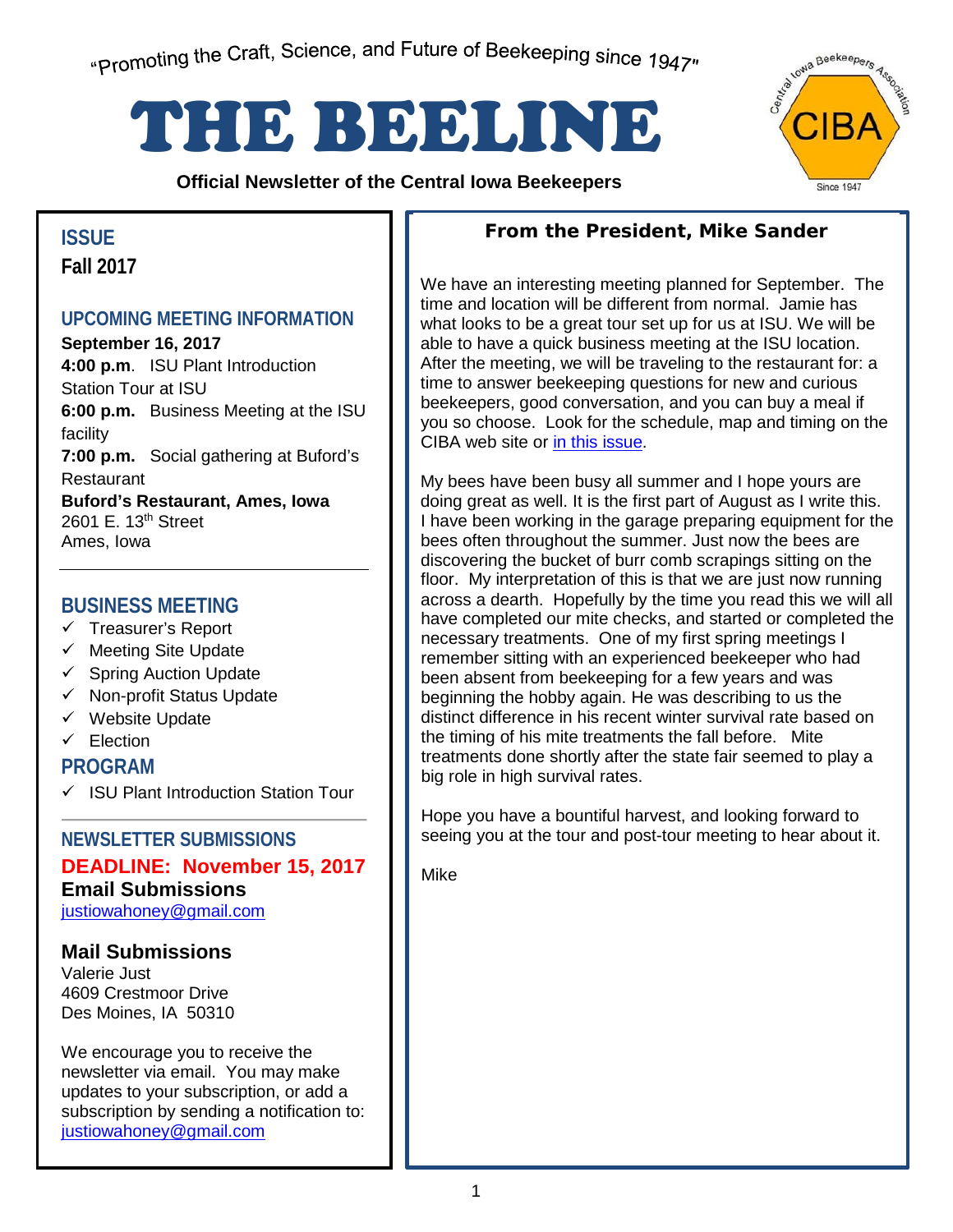"Promoting the Craft, Science, and Future of Beekeeping since 1947"

# THE BEELINE

**Official Newsletter of the Central Iowa Beekeepers**

Central Iowa Beekeepers Association — CIBA — Since 1947

## ISSUE

**Fall 2017**

## UPCOMING MEETING INFORMATION

**September 16, 2017**

**4:00 p.m**. ISU Plant Introduction Station Tour at ISU

**6:00 p.m.** Business Meeting at the ISU facility

**7:00 p.m.** Social gathering at Buford's Restaurant

**Buford's Restaurant, Ames, Iowa**
2601 E. 13th Street
Ames, Iowa

## BUSINESS MEETING

- ✓ Treasurer's Report
- ✓ Meeting Site Update
- ✓ Spring Auction Update
- ✓ Non-profit Status Update
- ✓ Website Update
- ✓ Election

## PROGRAM

- ✓ ISU Plant Introduction Station Tour

## NEWSLETTER SUBMISSIONS

**DEADLINE: November 15, 2017**

**Email Submissions**
justiowahoney@gmail.com

**Mail Submissions**
Valerie Just
4609 Crestmoor Drive
Des Moines, IA 50310

We encourage you to receive the newsletter via email. You may make updates to your subscription, or add a subscription by sending a notification to: justiowahoney@gmail.com

## From the President, Mike Sander

We have an interesting meeting planned for September. The time and location will be different from normal. Jamie has what looks to be a great tour set up for us at ISU. We will be able to have a quick business meeting at the ISU location. After the meeting, we will be traveling to the restaurant for: a time to answer beekeeping questions for new and curious beekeepers, good conversation, and you can buy a meal if you so choose. Look for the schedule, map and timing on the CIBA web site or in this issue.

My bees have been busy all summer and I hope yours are doing great as well. It is the first part of August as I write this. I have been working in the garage preparing equipment for the bees often throughout the summer. Just now the bees are discovering the bucket of burr comb scrapings sitting on the floor. My interpretation of this is that we are just now running across a dearth. Hopefully by the time you read this we will all have completed our mite checks, and started or completed the necessary treatments. One of my first spring meetings I remember sitting with an experienced beekeeper who had been absent from beekeeping for a few years and was beginning the hobby again. He was describing to us the distinct difference in his recent winter survival rate based on the timing of his mite treatments the fall before. Mite treatments done shortly after the state fair seemed to play a big role in high survival rates.

Hope you have a bountiful harvest, and looking forward to seeing you at the tour and post-tour meeting to hear about it.

Mike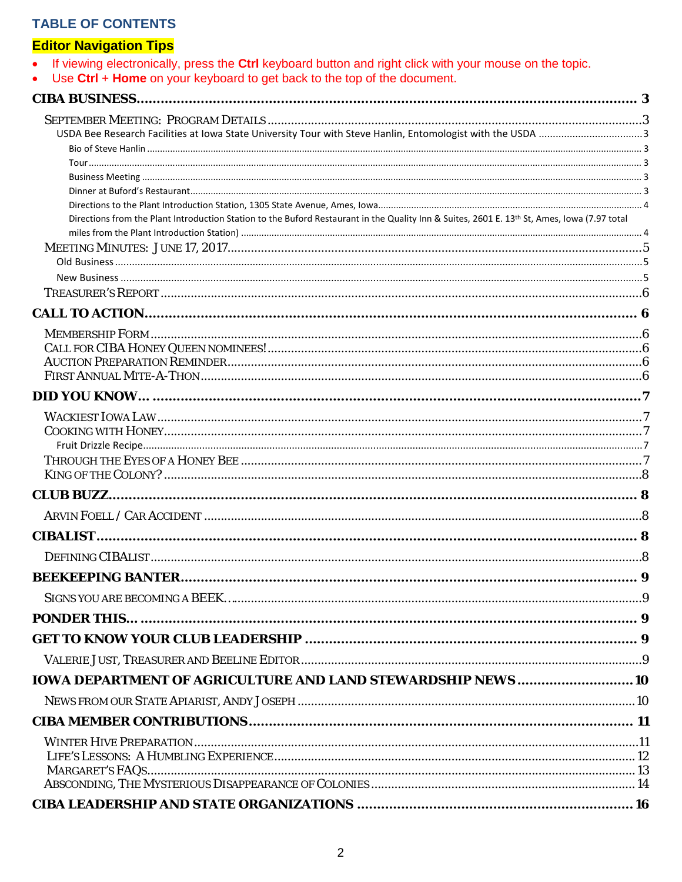## TABLE OF CONTENTS

**Editor Navigation Tips**

- If viewing electronically, press the **Ctrl** keyboard button and right click with your mouse on the topic.
- Use **Ctrl** + **Home** on your keyboard to get back to the top of the document.

**CIBA BUSINESS** ..... 3

- SEPTEMBER MEETING: PROGRAM DETAILS ..... 3
  - USDA Bee Research Facilities at Iowa State University Tour with Steve Hanlin, Entomologist with the USDA ..... 3
    - Bio of Steve Hanlin ..... 3
    - Tour ..... 3
    - Business Meeting ..... 3
    - Dinner at Buford's Restaurant ..... 3
    - Directions to the Plant Introduction Station, 1305 State Avenue, Ames, Iowa ..... 4
    - Directions from the Plant Introduction Station to the Buford Restaurant in the Quality Inn & Suites, 2601 E. 13th St, Ames, Iowa (7.97 total miles from the Plant Introduction Station) ..... 4
- MEETING MINUTES: JUNE 17, 2017 ..... 5
  - Old Business ..... 5
  - New Business ..... 5
- TREASURER'S REPORT ..... 6

**CALL TO ACTION** ..... 6

- MEMBERSHIP FORM ..... 6
- CALL FOR CIBA HONEY QUEEN NOMINEES! ..... 6
- AUCTION PREPARATION REMINDER ..... 6
- FIRST ANNUAL MITE-A-THON ..... 6

**DID YOU KNOW…** ..... 7

- WACKIEST IOWA LAW ..... 7
- COOKING WITH HONEY ..... 7
  - Fruit Drizzle Recipe ..... 7
- THROUGH THE EYES OF A HONEY BEE ..... 7
- KING OF THE COLONY? ..... 8

**CLUB BUZZ** ..... 8

- ARVIN FOELL / CAR ACCIDENT ..... 8

**CIBALIST** ..... 8

- DEFINING CIBALIST ..... 8

**BEEKEEPING BANTER** ..... 9

- SIGNS YOU ARE BECOMING A BEEK…. ..... 9

**PONDER THIS…** ..... 9

**GET TO KNOW YOUR CLUB LEADERSHIP** ..... 9

- VALERIE JUST, TREASURER AND BEELINE EDITOR ..... 9

**IOWA DEPARTMENT OF AGRICULTURE AND LAND STEWARDSHIP NEWS** ..... 10

- NEWS FROM OUR STATE APIARIST, ANDY JOSEPH ..... 10

**CIBA MEMBER CONTRIBUTIONS** ..... 11

- WINTER HIVE PREPARATION ..... 11
- LIFE'S LESSONS: A HUMBLING EXPERIENCE ..... 12
- MARGARET'S FAQS ..... 13
- ABSCONDING, THE MYSTERIOUS DISAPPEARANCE OF COLONIES ..... 14

**CIBA LEADERSHIP AND STATE ORGANIZATIONS** ..... 16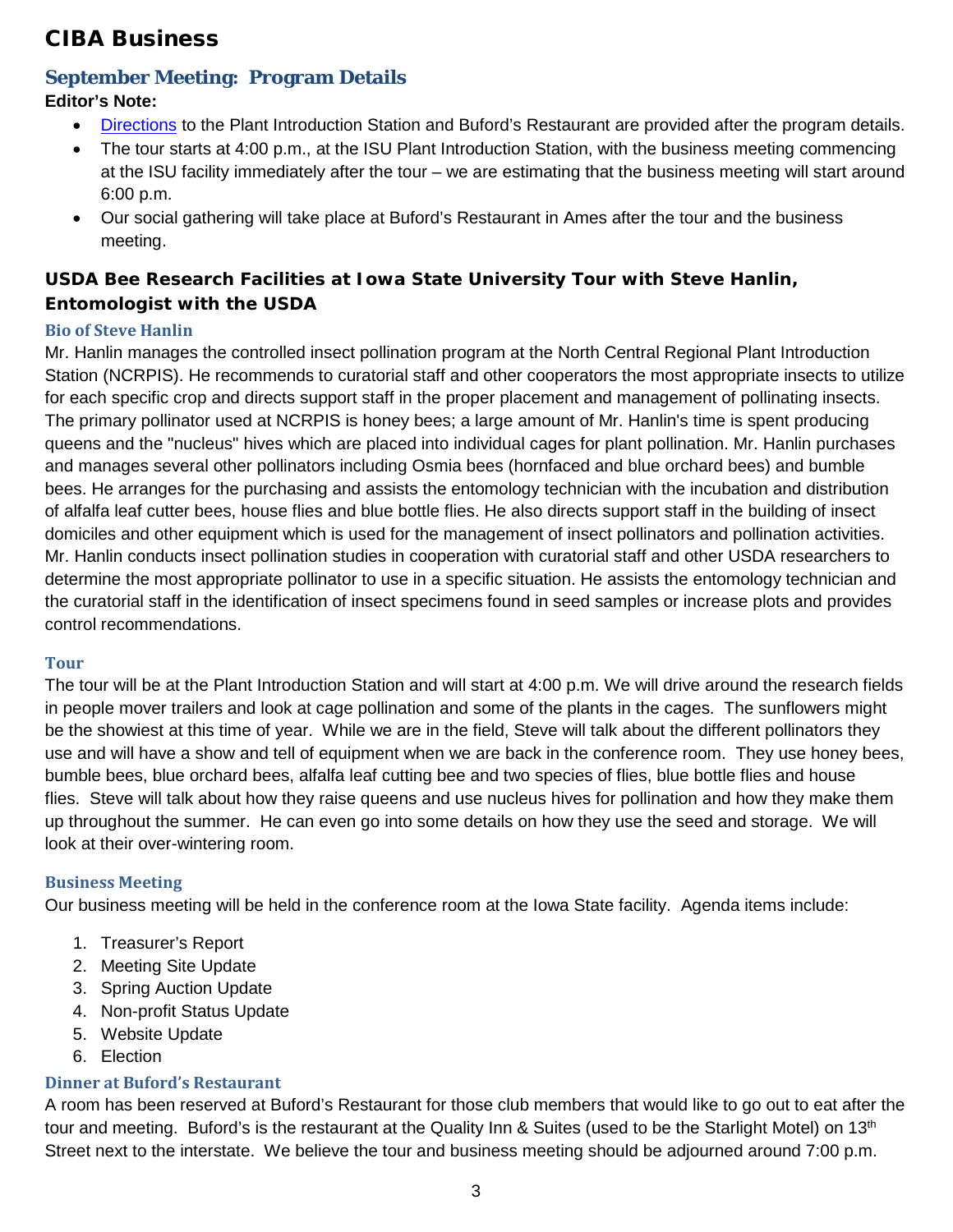# CIBA Business

## September Meeting: Program Details

**Editor's Note:**

- Directions to the Plant Introduction Station and Buford's Restaurant are provided after the program details.
- The tour starts at 4:00 p.m., at the ISU Plant Introduction Station, with the business meeting commencing at the ISU facility immediately after the tour – we are estimating that the business meeting will start around 6:00 p.m.
- Our social gathering will take place at Buford's Restaurant in Ames after the tour and the business meeting.

### USDA Bee Research Facilities at Iowa State University Tour with Steve Hanlin, Entomologist with the USDA

#### Bio of Steve Hanlin

Mr. Hanlin manages the controlled insect pollination program at the North Central Regional Plant Introduction Station (NCRPIS). He recommends to curatorial staff and other cooperators the most appropriate insects to utilize for each specific crop and directs support staff in the proper placement and management of pollinating insects. The primary pollinator used at NCRPIS is honey bees; a large amount of Mr. Hanlin's time is spent producing queens and the "nucleus" hives which are placed into individual cages for plant pollination. Mr. Hanlin purchases and manages several other pollinators including Osmia bees (hornfaced and blue orchard bees) and bumble bees. He arranges for the purchasing and assists the entomology technician with the incubation and distribution of alfalfa leaf cutter bees, house flies and blue bottle flies. He also directs support staff in the building of insect domiciles and other equipment which is used for the management of insect pollinators and pollination activities. Mr. Hanlin conducts insect pollination studies in cooperation with curatorial staff and other USDA researchers to determine the most appropriate pollinator to use in a specific situation. He assists the entomology technician and the curatorial staff in the identification of insect specimens found in seed samples or increase plots and provides control recommendations.

#### Tour

The tour will be at the Plant Introduction Station and will start at 4:00 p.m. We will drive around the research fields in people mover trailers and look at cage pollination and some of the plants in the cages. The sunflowers might be the showiest at this time of year. While we are in the field, Steve will talk about the different pollinators they use and will have a show and tell of equipment when we are back in the conference room. They use honey bees, bumble bees, blue orchard bees, alfalfa leaf cutting bee and two species of flies, blue bottle flies and house flies. Steve will talk about how they raise queens and use nucleus hives for pollination and how they make them up throughout the summer. He can even go into some details on how they use the seed and storage. We will look at their over-wintering room.

#### Business Meeting

Our business meeting will be held in the conference room at the Iowa State facility. Agenda items include:

1. Treasurer's Report
2. Meeting Site Update
3. Spring Auction Update
4. Non-profit Status Update
5. Website Update
6. Election

#### Dinner at Buford's Restaurant

A room has been reserved at Buford's Restaurant for those club members that would like to go out to eat after the tour and meeting. Buford's is the restaurant at the Quality Inn & Suites (used to be the Starlight Motel) on 13th Street next to the interstate. We believe the tour and business meeting should be adjourned around 7:00 p.m.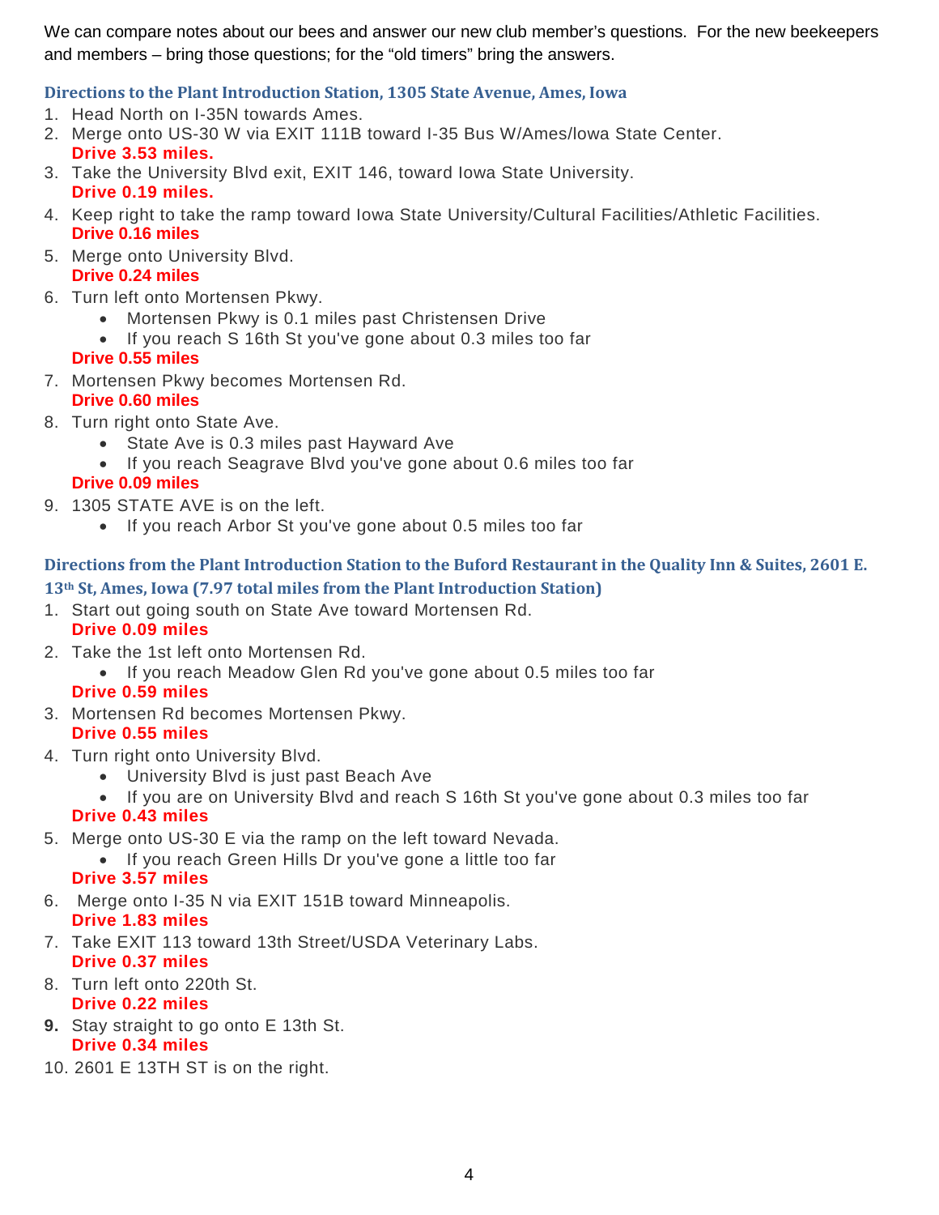We can compare notes about our bees and answer our new club member's questions. For the new beekeepers and members – bring those questions; for the "old timers" bring the answers.

### Directions to the Plant Introduction Station, 1305 State Avenue, Ames, Iowa

1. Head North on I-35N towards Ames.
2. Merge onto US-30 W via EXIT 111B toward I-35 Bus W/Ames/Iowa State Center.
   **Drive 3.53 miles.**
3. Take the University Blvd exit, EXIT 146, toward Iowa State University.
   **Drive 0.19 miles.**
4. Keep right to take the ramp toward Iowa State University/Cultural Facilities/Athletic Facilities.
   **Drive 0.16 miles**
5. Merge onto University Blvd.
   **Drive 0.24 miles**
6. Turn left onto Mortensen Pkwy.
   - Mortensen Pkwy is 0.1 miles past Christensen Drive
   - If you reach S 16th St you've gone about 0.3 miles too far

   **Drive 0.55 miles**
7. Mortensen Pkwy becomes Mortensen Rd.
   **Drive 0.60 miles**
8. Turn right onto State Ave.
   - State Ave is 0.3 miles past Hayward Ave
   - If you reach Seagrave Blvd you've gone about 0.6 miles too far

   **Drive 0.09 miles**
9. 1305 STATE AVE is on the left.
   - If you reach Arbor St you've gone about 0.5 miles too far

### Directions from the Plant Introduction Station to the Buford Restaurant in the Quality Inn & Suites, 2601 E. 13th St, Ames, Iowa (7.97 total miles from the Plant Introduction Station)

1. Start out going south on State Ave toward Mortensen Rd.
   **Drive 0.09 miles**
2. Take the 1st left onto Mortensen Rd.
   - If you reach Meadow Glen Rd you've gone about 0.5 miles too far

   **Drive 0.59 miles**
3. Mortensen Rd becomes Mortensen Pkwy.
   **Drive 0.55 miles**
4. Turn right onto University Blvd.
   - University Blvd is just past Beach Ave
   - If you are on University Blvd and reach S 16th St you've gone about 0.3 miles too far

   **Drive 0.43 miles**
5. Merge onto US-30 E via the ramp on the left toward Nevada.
   - If you reach Green Hills Dr you've gone a little too far

   **Drive 3.57 miles**
6. Merge onto I-35 N via EXIT 151B toward Minneapolis.
   **Drive 1.83 miles**
7. Take EXIT 113 toward 13th Street/USDA Veterinary Labs.
   **Drive 0.37 miles**
8. Turn left onto 220th St.
   **Drive 0.22 miles**
9. Stay straight to go onto E 13th St.
   **Drive 0.34 miles**
10. 2601 E 13TH ST is on the right.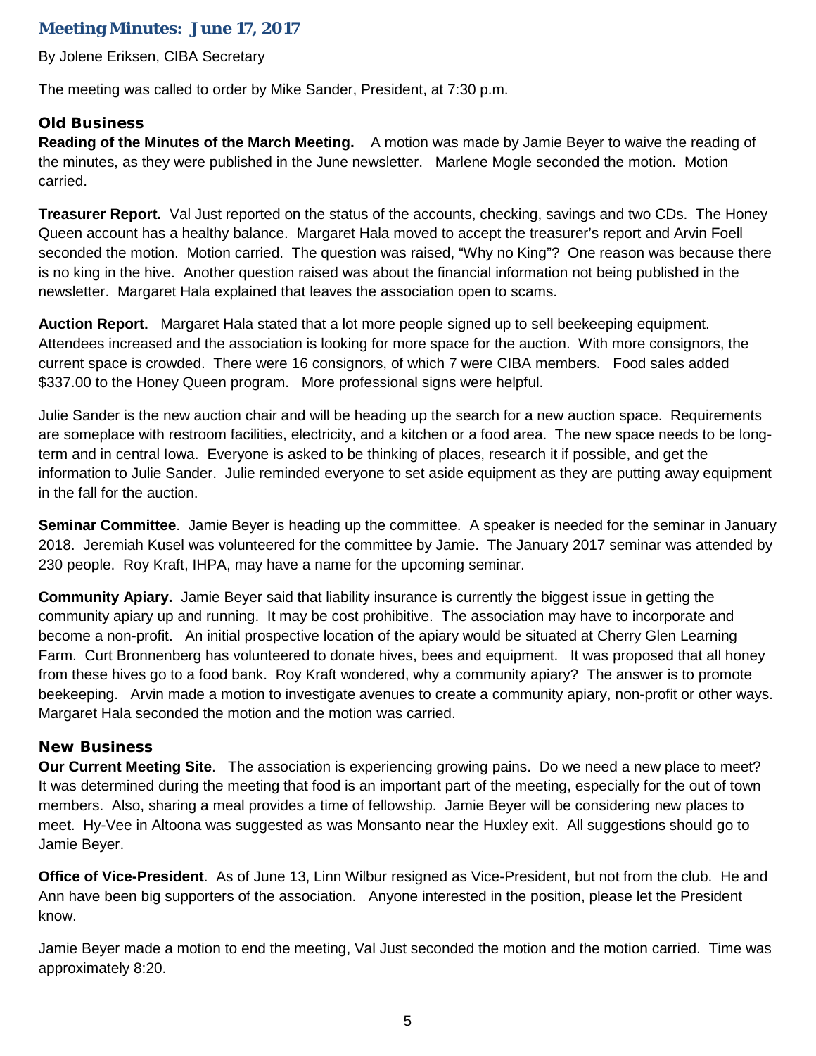## Meeting Minutes: June 17, 2017

By Jolene Eriksen, CIBA Secretary

The meeting was called to order by Mike Sander, President, at 7:30 p.m.

### Old Business

**Reading of the Minutes of the March Meeting.** A motion was made by Jamie Beyer to waive the reading of the minutes, as they were published in the June newsletter. Marlene Mogle seconded the motion. Motion carried.

**Treasurer Report.** Val Just reported on the status of the accounts, checking, savings and two CDs. The Honey Queen account has a healthy balance. Margaret Hala moved to accept the treasurer's report and Arvin Foell seconded the motion. Motion carried. The question was raised, "Why no King"? One reason was because there is no king in the hive. Another question raised was about the financial information not being published in the newsletter. Margaret Hala explained that leaves the association open to scams.

**Auction Report.** Margaret Hala stated that a lot more people signed up to sell beekeeping equipment. Attendees increased and the association is looking for more space for the auction. With more consignors, the current space is crowded. There were 16 consignors, of which 7 were CIBA members. Food sales added $337.00 to the Honey Queen program. More professional signs were helpful.

Julie Sander is the new auction chair and will be heading up the search for a new auction space. Requirements are someplace with restroom facilities, electricity, and a kitchen or a food area. The new space needs to be long-term and in central Iowa. Everyone is asked to be thinking of places, research it if possible, and get the information to Julie Sander. Julie reminded everyone to set aside equipment as they are putting away equipment in the fall for the auction.

**Seminar Committee**. Jamie Beyer is heading up the committee. A speaker is needed for the seminar in January 2018. Jeremiah Kusel was volunteered for the committee by Jamie. The January 2017 seminar was attended by 230 people. Roy Kraft, IHPA, may have a name for the upcoming seminar.

**Community Apiary.** Jamie Beyer said that liability insurance is currently the biggest issue in getting the community apiary up and running. It may be cost prohibitive. The association may have to incorporate and become a non-profit. An initial prospective location of the apiary would be situated at Cherry Glen Learning Farm. Curt Bronnenberg has volunteered to donate hives, bees and equipment. It was proposed that all honey from these hives go to a food bank. Roy Kraft wondered, why a community apiary? The answer is to promote beekeeping. Arvin made a motion to investigate avenues to create a community apiary, non-profit or other ways. Margaret Hala seconded the motion and the motion was carried.

### New Business

**Our Current Meeting Site**. The association is experiencing growing pains. Do we need a new place to meet? It was determined during the meeting that food is an important part of the meeting, especially for the out of town members. Also, sharing a meal provides a time of fellowship. Jamie Beyer will be considering new places to meet. Hy-Vee in Altoona was suggested as was Monsanto near the Huxley exit. All suggestions should go to Jamie Beyer.

**Office of Vice-President**. As of June 13, Linn Wilbur resigned as Vice-President, but not from the club. He and Ann have been big supporters of the association. Anyone interested in the position, please let the President know.

Jamie Beyer made a motion to end the meeting, Val Just seconded the motion and the motion carried. Time was approximately 8:20.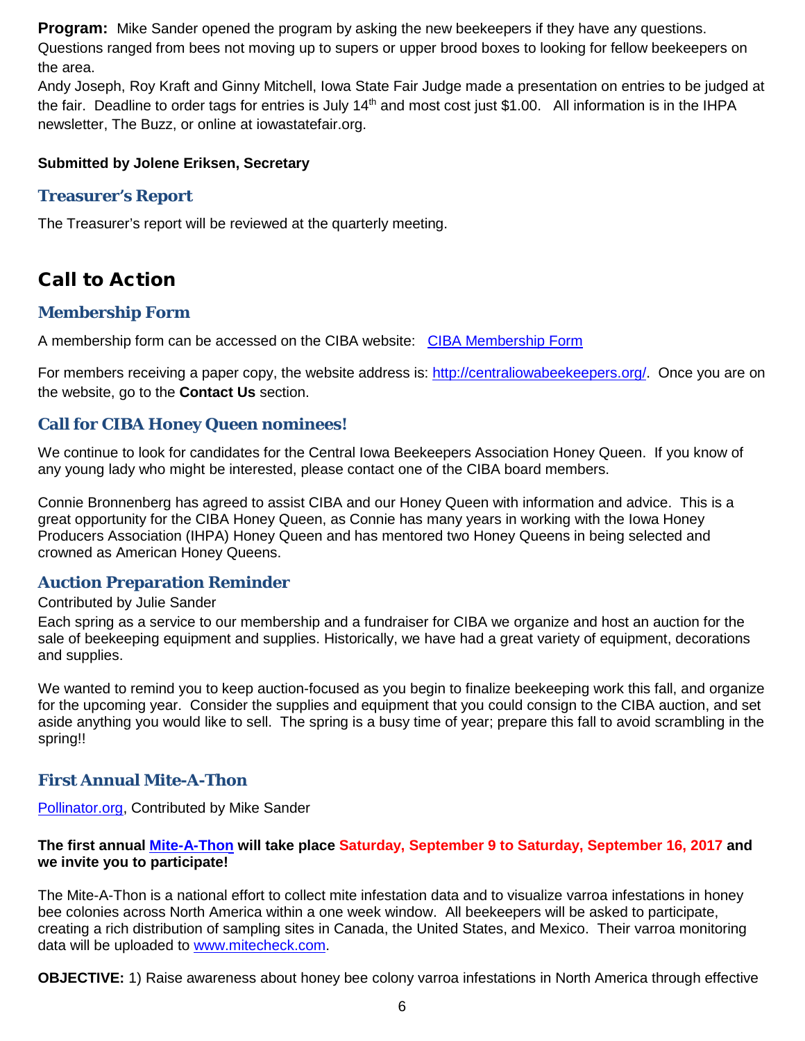**Program:** Mike Sander opened the program by asking the new beekeepers if they have any questions. Questions ranged from bees not moving up to supers or upper brood boxes to looking for fellow beekeepers on the area.

Andy Joseph, Roy Kraft and Ginny Mitchell, Iowa State Fair Judge made a presentation on entries to be judged at the fair. Deadline to order tags for entries is July 14th and most cost just $1.00. All information is in the IHPA newsletter, The Buzz, or online at iowastatefair.org.

**Submitted by Jolene Eriksen, Secretary**

### Treasurer's Report

The Treasurer's report will be reviewed at the quarterly meeting.

## Call to Action

### Membership Form

A membership form can be accessed on the CIBA website: [CIBA Membership Form](http://centraliowabeekeepers.org/)

For members receiving a paper copy, the website address is: [http://centraliowabeekeepers.org/](http://centraliowabeekeepers.org/). Once you are on the website, go to the **Contact Us** section.

### Call for CIBA Honey Queen nominees!

We continue to look for candidates for the Central Iowa Beekeepers Association Honey Queen. If you know of any young lady who might be interested, please contact one of the CIBA board members.

Connie Bronnenberg has agreed to assist CIBA and our Honey Queen with information and advice. This is a great opportunity for the CIBA Honey Queen, as Connie has many years in working with the Iowa Honey Producers Association (IHPA) Honey Queen and has mentored two Honey Queens in being selected and crowned as American Honey Queens.

### Auction Preparation Reminder

Contributed by Julie Sander

Each spring as a service to our membership and a fundraiser for CIBA we organize and host an auction for the sale of beekeeping equipment and supplies. Historically, we have had a great variety of equipment, decorations and supplies.

We wanted to remind you to keep auction-focused as you begin to finalize beekeeping work this fall, and organize for the upcoming year. Consider the supplies and equipment that you could consign to the CIBA auction, and set aside anything you would like to sell. The spring is a busy time of year; prepare this fall to avoid scrambling in the spring!!

### First Annual Mite-A-Thon

Pollinator.org, Contributed by Mike Sander

**The first annual Mite-A-Thon will take place Saturday, September 9 to Saturday, September 16, 2017 and we invite you to participate!**

The Mite-A-Thon is a national effort to collect mite infestation data and to visualize varroa infestations in honey bee colonies across North America within a one week window. All beekeepers will be asked to participate, creating a rich distribution of sampling sites in Canada, the United States, and Mexico. Their varroa monitoring data will be uploaded to [www.mitecheck.com](http://www.mitecheck.com).

**OBJECTIVE:** 1) Raise awareness about honey bee colony varroa infestations in North America through effective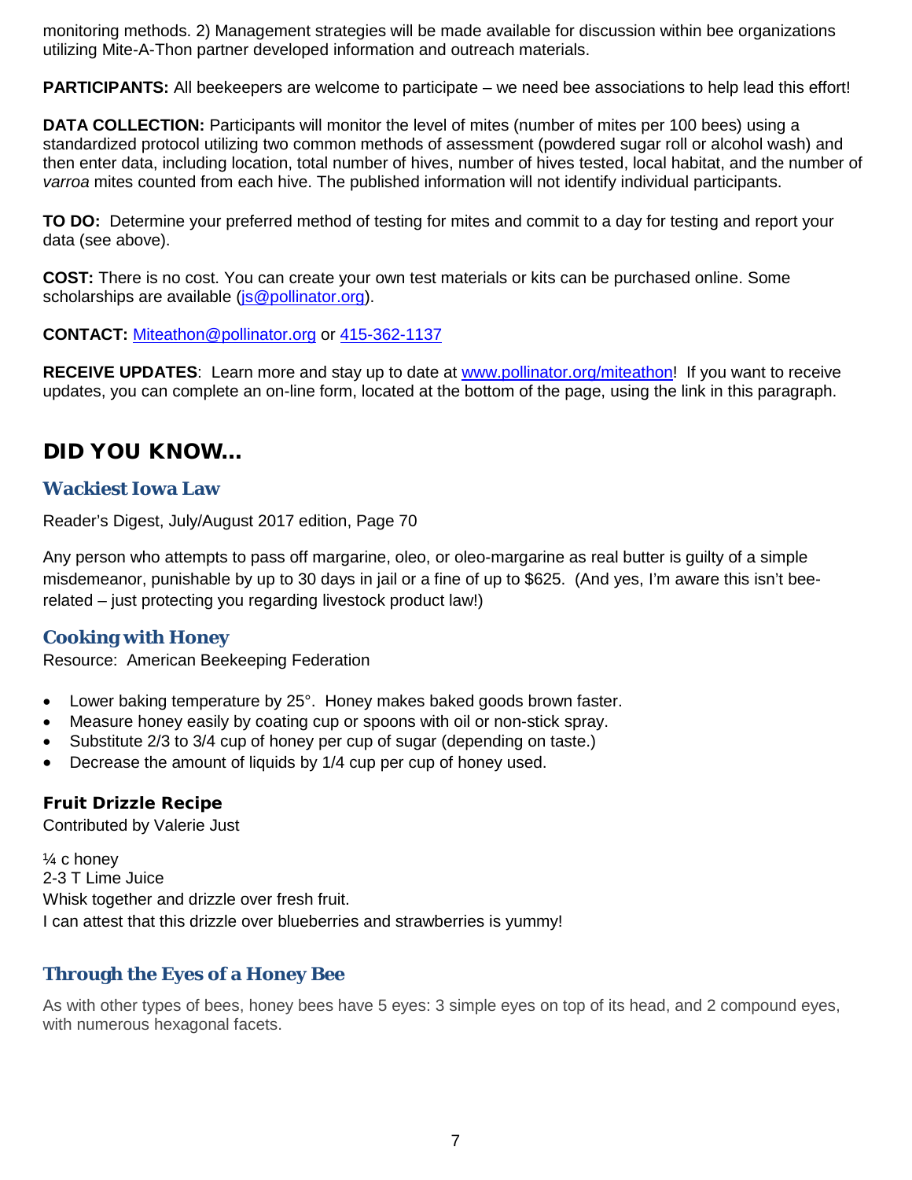monitoring methods. 2) Management strategies will be made available for discussion within bee organizations utilizing Mite-A-Thon partner developed information and outreach materials.

**PARTICIPANTS:** All beekeepers are welcome to participate – we need bee associations to help lead this effort!

**DATA COLLECTION:** Participants will monitor the level of mites (number of mites per 100 bees) using a standardized protocol utilizing two common methods of assessment (powdered sugar roll or alcohol wash) and then enter data, including location, total number of hives, number of hives tested, local habitat, and the number of *varroa* mites counted from each hive. The published information will not identify individual participants.

**TO DO:** Determine your preferred method of testing for mites and commit to a day for testing and report your data (see above).

**COST:** There is no cost. You can create your own test materials or kits can be purchased online. Some scholarships are available (js@pollinator.org).

**CONTACT:** Miteathon@pollinator.org or 415-362-1137

**RECEIVE UPDATES**: Learn more and stay up to date at www.pollinator.org/miteathon! If you want to receive updates, you can complete an on-line form, located at the bottom of the page, using the link in this paragraph.

## DID YOU KNOW…

### Wackiest Iowa Law

Reader's Digest, July/August 2017 edition, Page 70

Any person who attempts to pass off margarine, oleo, or oleo-margarine as real butter is guilty of a simple misdemeanor, punishable by up to 30 days in jail or a fine of up to $625. (And yes, I'm aware this isn't bee-related – just protecting you regarding livestock product law!)

### Cooking with Honey

Resource: American Beekeeping Federation

- Lower baking temperature by 25°. Honey makes baked goods brown faster.
- Measure honey easily by coating cup or spoons with oil or non-stick spray.
- Substitute 2/3 to 3/4 cup of honey per cup of sugar (depending on taste.)
- Decrease the amount of liquids by 1/4 cup per cup of honey used.

**Fruit Drizzle Recipe**

Contributed by Valerie Just

¼ c honey
2-3 T Lime Juice
Whisk together and drizzle over fresh fruit.
I can attest that this drizzle over blueberries and strawberries is yummy!

### Through the Eyes of a Honey Bee

As with other types of bees, honey bees have 5 eyes: 3 simple eyes on top of its head, and 2 compound eyes, with numerous hexagonal facets.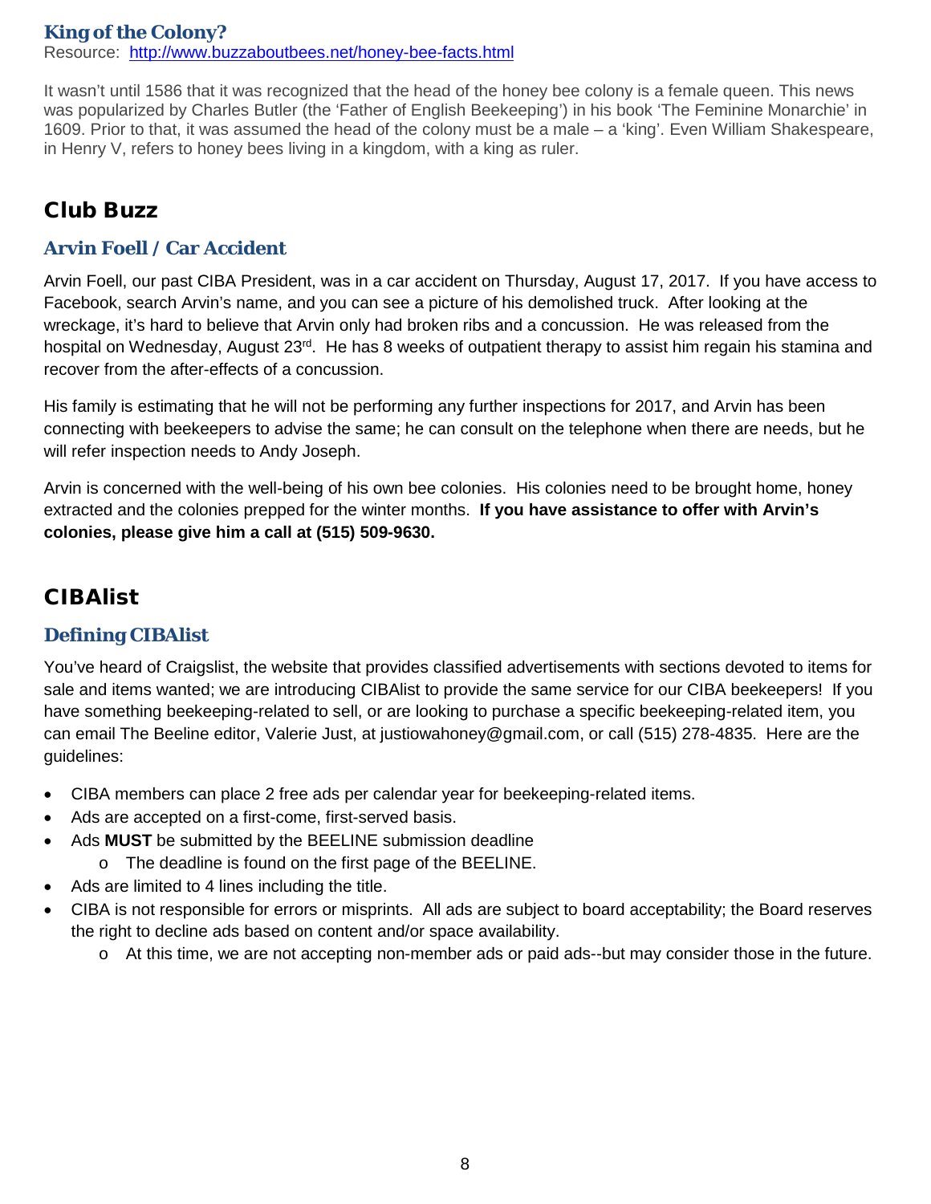### King of the Colony?

Resource: http://www.buzzaboutbees.net/honey-bee-facts.html

It wasn't until 1586 that it was recognized that the head of the honey bee colony is a female queen. This news was popularized by Charles Butler (the 'Father of English Beekeeping') in his book 'The Feminine Monarchie' in 1609. Prior to that, it was assumed the head of the colony must be a male – a 'king'. Even William Shakespeare, in Henry V, refers to honey bees living in a kingdom, with a king as ruler.

## Club Buzz

### Arvin Foell / Car Accident

Arvin Foell, our past CIBA President, was in a car accident on Thursday, August 17, 2017. If you have access to Facebook, search Arvin's name, and you can see a picture of his demolished truck. After looking at the wreckage, it's hard to believe that Arvin only had broken ribs and a concussion. He was released from the hospital on Wednesday, August 23rd. He has 8 weeks of outpatient therapy to assist him regain his stamina and recover from the after-effects of a concussion.

His family is estimating that he will not be performing any further inspections for 2017, and Arvin has been connecting with beekeepers to advise the same; he can consult on the telephone when there are needs, but he will refer inspection needs to Andy Joseph.

Arvin is concerned with the well-being of his own bee colonies. His colonies need to be brought home, honey extracted and the colonies prepped for the winter months. **If you have assistance to offer with Arvin's colonies, please give him a call at (515) 509-9630.**

## CIBAlist

### Defining CIBAlist

You've heard of Craigslist, the website that provides classified advertisements with sections devoted to items for sale and items wanted; we are introducing CIBAlist to provide the same service for our CIBA beekeepers! If you have something beekeeping-related to sell, or are looking to purchase a specific beekeeping-related item, you can email The Beeline editor, Valerie Just, at justiowahoney@gmail.com, or call (515) 278-4835. Here are the guidelines:

- CIBA members can place 2 free ads per calendar year for beekeeping-related items.
- Ads are accepted on a first-come, first-served basis.
- Ads **MUST** be submitted by the BEELINE submission deadline
  - The deadline is found on the first page of the BEELINE.
- Ads are limited to 4 lines including the title.
- CIBA is not responsible for errors or misprints. All ads are subject to board acceptability; the Board reserves the right to decline ads based on content and/or space availability.
  - At this time, we are not accepting non-member ads or paid ads--but may consider those in the future.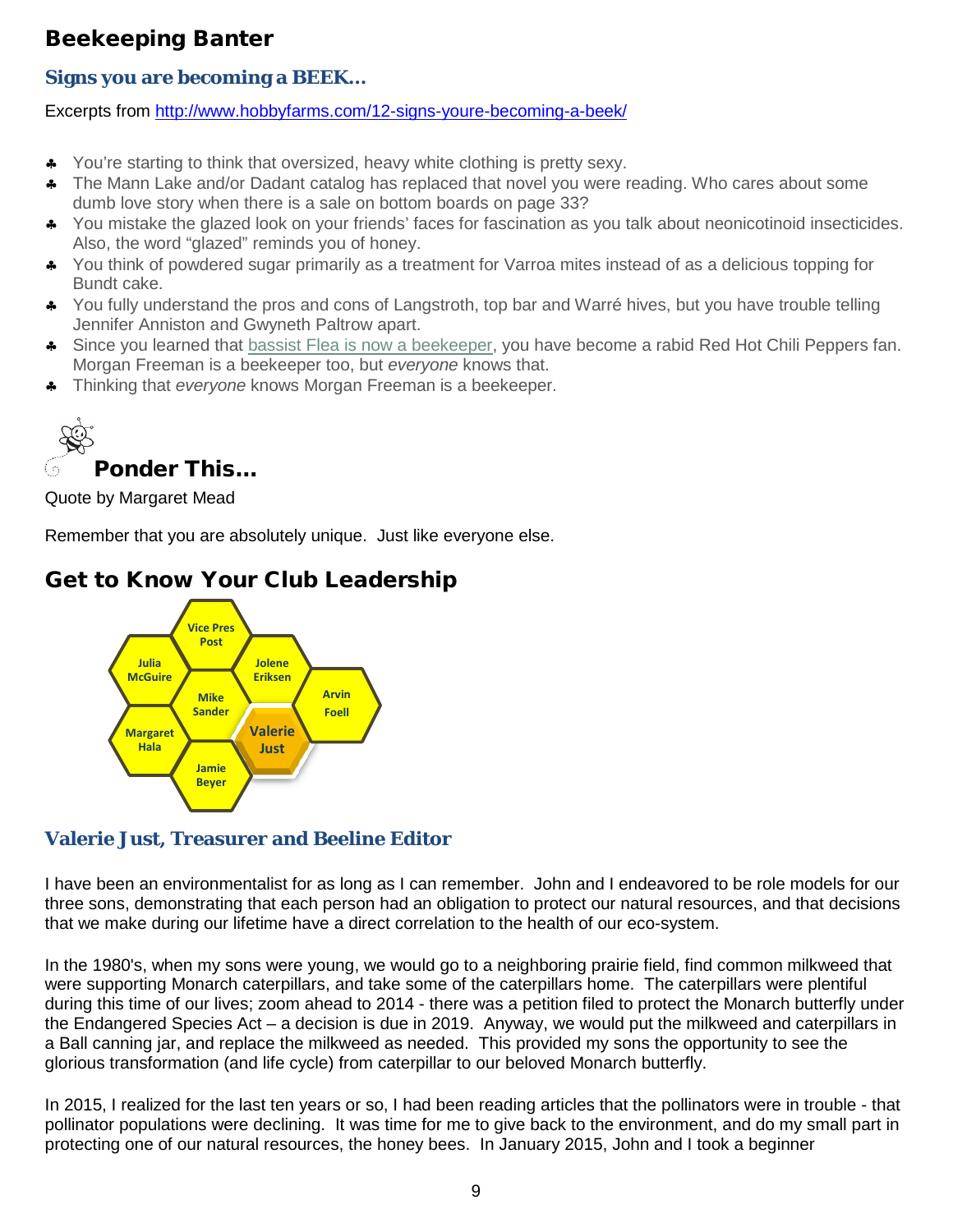## Beekeeping Banter

### Signs you are becoming a BEEK…

Excerpts from http://www.hobbyfarms.com/12-signs-youre-becoming-a-beek/

- You're starting to think that oversized, heavy white clothing is pretty sexy.
- The Mann Lake and/or Dadant catalog has replaced that novel you were reading. Who cares about some dumb love story when there is a sale on bottom boards on page 33?
- You mistake the glazed look on your friends' faces for fascination as you talk about neonicotinoid insecticides. Also, the word "glazed" reminds you of honey.
- You think of powdered sugar primarily as a treatment for Varroa mites instead of as a delicious topping for Bundt cake.
- You fully understand the pros and cons of Langstroth, top bar and Warré hives, but you have trouble telling Jennifer Anniston and Gwyneth Paltrow apart.
- Since you learned that bassist Flea is now a beekeeper, you have become a rabid Red Hot Chili Peppers fan. Morgan Freeman is a beekeeper too, but *everyone* knows that.
- Thinking that *everyone* knows Morgan Freeman is a beekeeper.

## Ponder This…

Quote by Margaret Mead

Remember that you are absolutely unique. Just like everyone else.

## Get to Know Your Club Leadership

Vice Pres Post, Julia McGuire, Jolene Eriksen, Mike Sander, Arvin Foell, Margaret Hala, Valerie Just, Jamie Beyer

### Valerie Just, Treasurer and Beeline Editor

I have been an environmentalist for as long as I can remember. John and I endeavored to be role models for our three sons, demonstrating that each person had an obligation to protect our natural resources, and that decisions that we make during our lifetime have a direct correlation to the health of our eco-system.

In the 1980's, when my sons were young, we would go to a neighboring prairie field, find common milkweed that were supporting Monarch caterpillars, and take some of the caterpillars home. The caterpillars were plentiful during this time of our lives; zoom ahead to 2014 - there was a petition filed to protect the Monarch butterfly under the Endangered Species Act – a decision is due in 2019. Anyway, we would put the milkweed and caterpillars in a Ball canning jar, and replace the milkweed as needed. This provided my sons the opportunity to see the glorious transformation (and life cycle) from caterpillar to our beloved Monarch butterfly.

In 2015, I realized for the last ten years or so, I had been reading articles that the pollinators were in trouble - that pollinator populations were declining. It was time for me to give back to the environment, and do my small part in protecting one of our natural resources, the honey bees. In January 2015, John and I took a beginner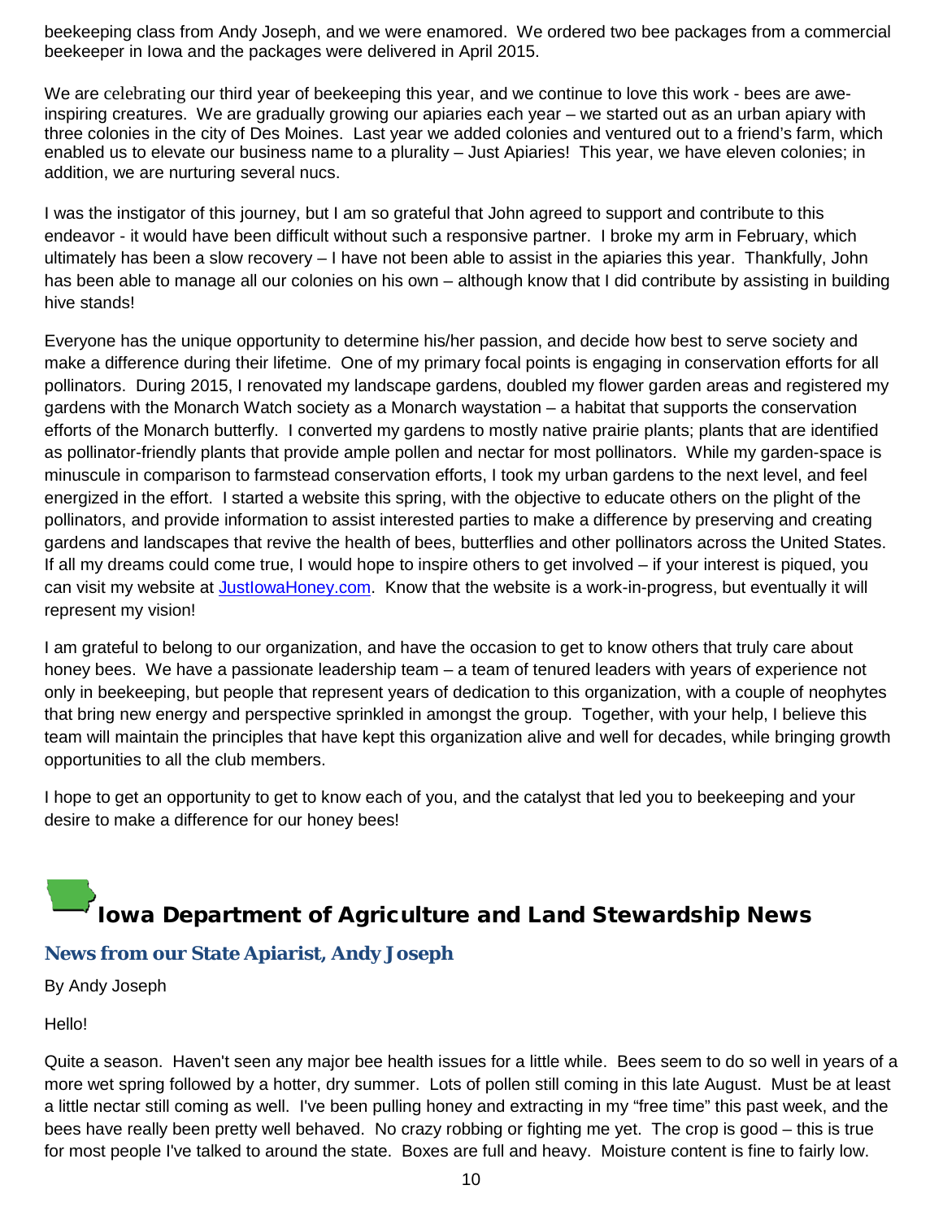beekeeping class from Andy Joseph, and we were enamored. We ordered two bee packages from a commercial beekeeper in Iowa and the packages were delivered in April 2015.

We are celebrating our third year of beekeeping this year, and we continue to love this work - bees are awe-inspiring creatures. We are gradually growing our apiaries each year – we started out as an urban apiary with three colonies in the city of Des Moines. Last year we added colonies and ventured out to a friend's farm, which enabled us to elevate our business name to a plurality – Just Apiaries! This year, we have eleven colonies; in addition, we are nurturing several nucs.

I was the instigator of this journey, but I am so grateful that John agreed to support and contribute to this endeavor - it would have been difficult without such a responsive partner. I broke my arm in February, which ultimately has been a slow recovery – I have not been able to assist in the apiaries this year. Thankfully, John has been able to manage all our colonies on his own – although know that I did contribute by assisting in building hive stands!

Everyone has the unique opportunity to determine his/her passion, and decide how best to serve society and make a difference during their lifetime. One of my primary focal points is engaging in conservation efforts for all pollinators. During 2015, I renovated my landscape gardens, doubled my flower garden areas and registered my gardens with the Monarch Watch society as a Monarch waystation – a habitat that supports the conservation efforts of the Monarch butterfly. I converted my gardens to mostly native prairie plants; plants that are identified as pollinator-friendly plants that provide ample pollen and nectar for most pollinators. While my garden-space is minuscule in comparison to farmstead conservation efforts, I took my urban gardens to the next level, and feel energized in the effort. I started a website this spring, with the objective to educate others on the plight of the pollinators, and provide information to assist interested parties to make a difference by preserving and creating gardens and landscapes that revive the health of bees, butterflies and other pollinators across the United States. If all my dreams could come true, I would hope to inspire others to get involved – if your interest is piqued, you can visit my website at JustIowaHoney.com. Know that the website is a work-in-progress, but eventually it will represent my vision!

I am grateful to belong to our organization, and have the occasion to get to know others that truly care about honey bees. We have a passionate leadership team – a team of tenured leaders with years of experience not only in beekeeping, but people that represent years of dedication to this organization, with a couple of neophytes that bring new energy and perspective sprinkled in amongst the group. Together, with your help, I believe this team will maintain the principles that have kept this organization alive and well for decades, while bringing growth opportunities to all the club members.

I hope to get an opportunity to get to know each of you, and the catalyst that led you to beekeeping and your desire to make a difference for our honey bees!

# Iowa Department of Agriculture and Land Stewardship News

## News from our State Apiarist, Andy Joseph

By Andy Joseph

Hello!

Quite a season. Haven't seen any major bee health issues for a little while. Bees seem to do so well in years of a more wet spring followed by a hotter, dry summer. Lots of pollen still coming in this late August. Must be at least a little nectar still coming as well. I've been pulling honey and extracting in my "free time" this past week, and the bees have really been pretty well behaved. No crazy robbing or fighting me yet. The crop is good – this is true for most people I've talked to around the state. Boxes are full and heavy. Moisture content is fine to fairly low.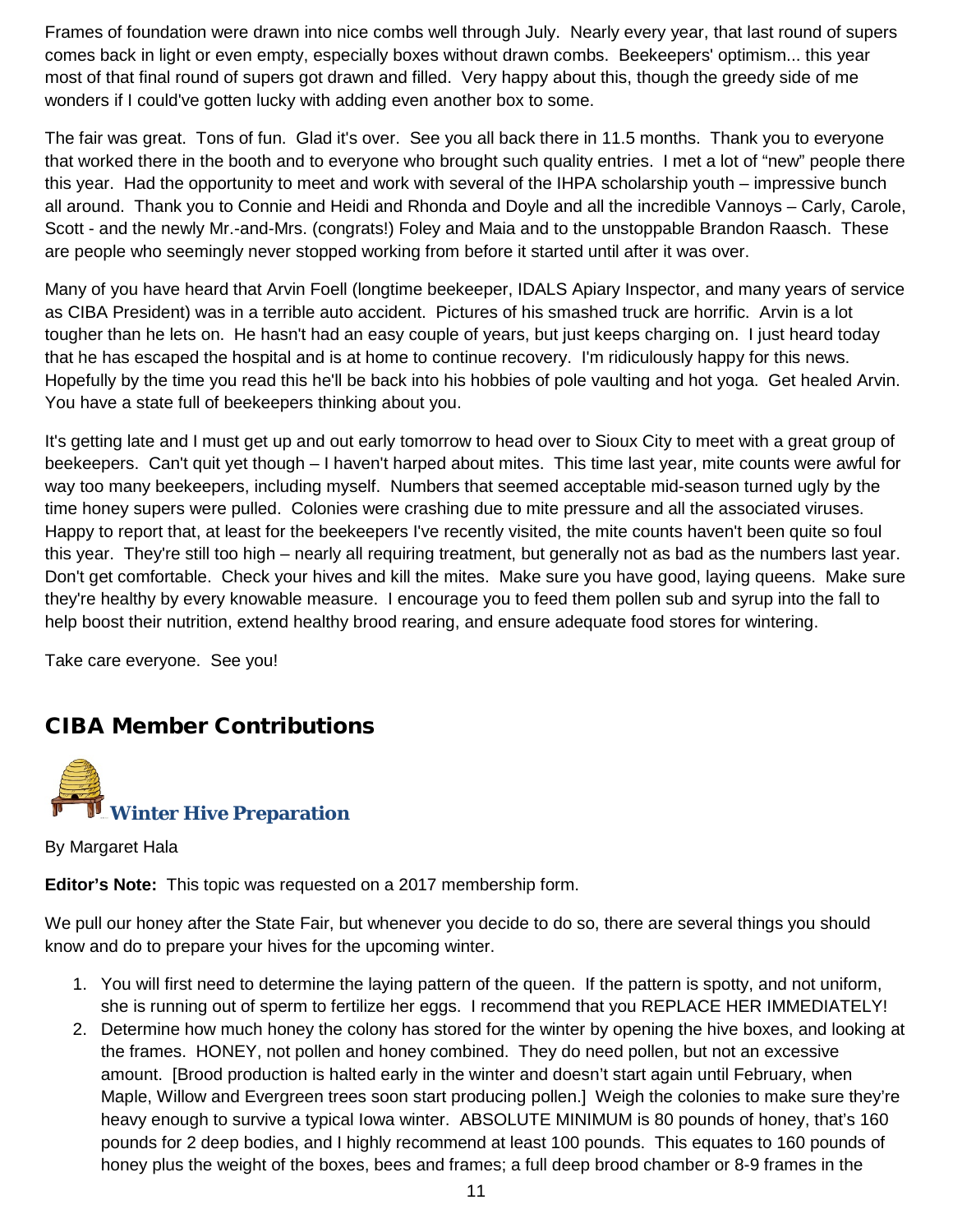Frames of foundation were drawn into nice combs well through July. Nearly every year, that last round of supers comes back in light or even empty, especially boxes without drawn combs. Beekeepers' optimism... this year most of that final round of supers got drawn and filled. Very happy about this, though the greedy side of me wonders if I could've gotten lucky with adding even another box to some.

The fair was great. Tons of fun. Glad it's over. See you all back there in 11.5 months. Thank you to everyone that worked there in the booth and to everyone who brought such quality entries. I met a lot of "new" people there this year. Had the opportunity to meet and work with several of the IHPA scholarship youth – impressive bunch all around. Thank you to Connie and Heidi and Rhonda and Doyle and all the incredible Vannoys – Carly, Carole, Scott - and the newly Mr.-and-Mrs. (congrats!) Foley and Maia and to the unstoppable Brandon Raasch. These are people who seemingly never stopped working from before it started until after it was over.

Many of you have heard that Arvin Foell (longtime beekeeper, IDALS Apiary Inspector, and many years of service as CIBA President) was in a terrible auto accident. Pictures of his smashed truck are horrific. Arvin is a lot tougher than he lets on. He hasn't had an easy couple of years, but just keeps charging on. I just heard today that he has escaped the hospital and is at home to continue recovery. I'm ridiculously happy for this news. Hopefully by the time you read this he'll be back into his hobbies of pole vaulting and hot yoga. Get healed Arvin. You have a state full of beekeepers thinking about you.

It's getting late and I must get up and out early tomorrow to head over to Sioux City to meet with a great group of beekeepers. Can't quit yet though – I haven't harped about mites. This time last year, mite counts were awful for way too many beekeepers, including myself. Numbers that seemed acceptable mid-season turned ugly by the time honey supers were pulled. Colonies were crashing due to mite pressure and all the associated viruses. Happy to report that, at least for the beekeepers I've recently visited, the mite counts haven't been quite so foul this year. They're still too high – nearly all requiring treatment, but generally not as bad as the numbers last year. Don't get comfortable. Check your hives and kill the mites. Make sure you have good, laying queens. Make sure they're healthy by every knowable measure. I encourage you to feed them pollen sub and syrup into the fall to help boost their nutrition, extend healthy brood rearing, and ensure adequate food stores for wintering.

Take care everyone. See you!

## CIBA Member Contributions

### Winter Hive Preparation

By Margaret Hala

**Editor's Note:** This topic was requested on a 2017 membership form.

We pull our honey after the State Fair, but whenever you decide to do so, there are several things you should know and do to prepare your hives for the upcoming winter.

1. You will first need to determine the laying pattern of the queen. If the pattern is spotty, and not uniform, she is running out of sperm to fertilize her eggs. I recommend that you REPLACE HER IMMEDIATELY!
2. Determine how much honey the colony has stored for the winter by opening the hive boxes, and looking at the frames. HONEY, not pollen and honey combined. They do need pollen, but not an excessive amount. [Brood production is halted early in the winter and doesn't start again until February, when Maple, Willow and Evergreen trees soon start producing pollen.] Weigh the colonies to make sure they're heavy enough to survive a typical Iowa winter. ABSOLUTE MINIMUM is 80 pounds of honey, that's 160 pounds for 2 deep bodies, and I highly recommend at least 100 pounds. This equates to 160 pounds of honey plus the weight of the boxes, bees and frames; a full deep brood chamber or 8-9 frames in the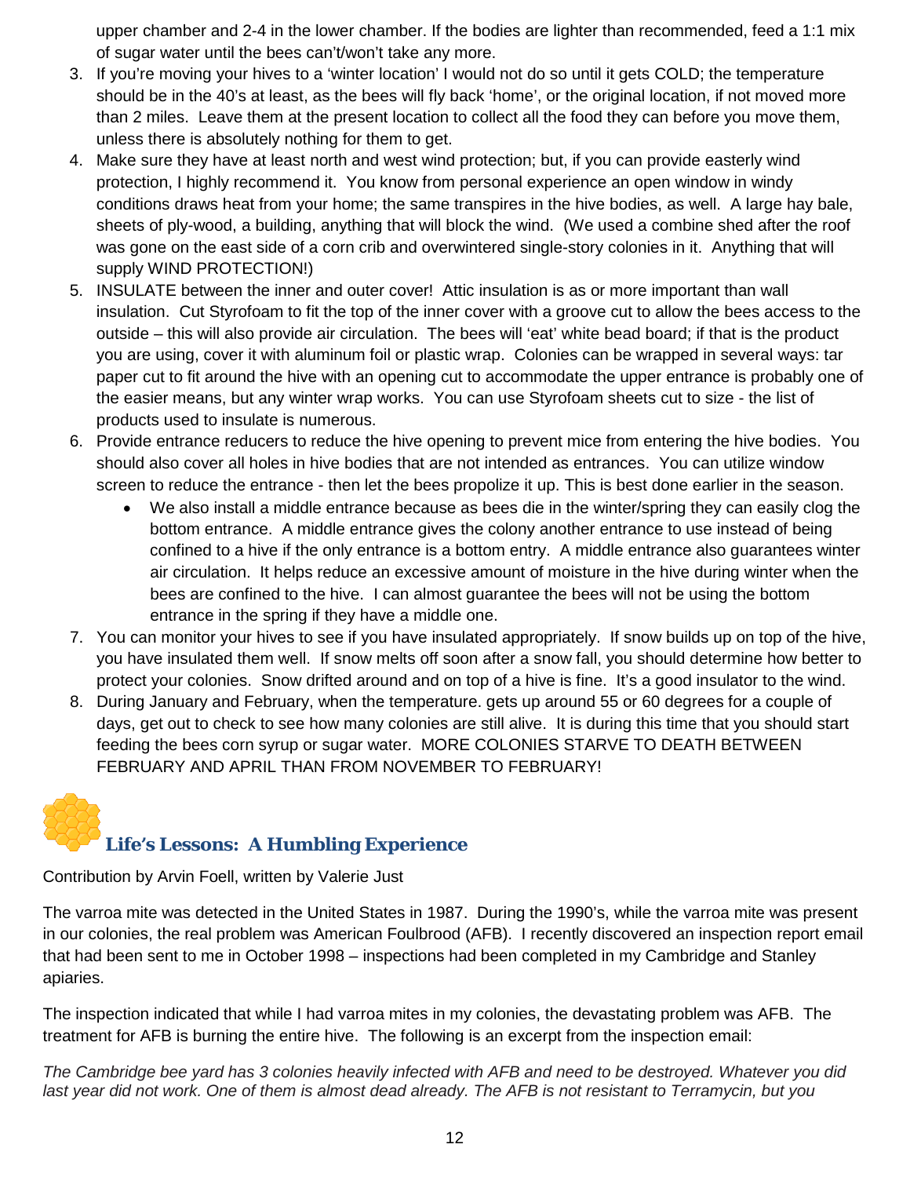upper chamber and 2-4 in the lower chamber. If the bodies are lighter than recommended, feed a 1:1 mix of sugar water until the bees can't/won't take any more.

3. If you're moving your hives to a 'winter location' I would not do so until it gets COLD; the temperature should be in the 40's at least, as the bees will fly back 'home', or the original location, if not moved more than 2 miles. Leave them at the present location to collect all the food they can before you move them, unless there is absolutely nothing for them to get.
4. Make sure they have at least north and west wind protection; but, if you can provide easterly wind protection, I highly recommend it. You know from personal experience an open window in windy conditions draws heat from your home; the same transpires in the hive bodies, as well. A large hay bale, sheets of ply-wood, a building, anything that will block the wind. (We used a combine shed after the roof was gone on the east side of a corn crib and overwintered single-story colonies in it. Anything that will supply WIND PROTECTION!)
5. INSULATE between the inner and outer cover! Attic insulation is as or more important than wall insulation. Cut Styrofoam to fit the top of the inner cover with a groove cut to allow the bees access to the outside – this will also provide air circulation. The bees will 'eat' white bead board; if that is the product you are using, cover it with aluminum foil or plastic wrap. Colonies can be wrapped in several ways: tar paper cut to fit around the hive with an opening cut to accommodate the upper entrance is probably one of the easier means, but any winter wrap works. You can use Styrofoam sheets cut to size - the list of products used to insulate is numerous.
6. Provide entrance reducers to reduce the hive opening to prevent mice from entering the hive bodies. You should also cover all holes in hive bodies that are not intended as entrances. You can utilize window screen to reduce the entrance - then let the bees propolize it up. This is best done earlier in the season.
   - We also install a middle entrance because as bees die in the winter/spring they can easily clog the bottom entrance. A middle entrance gives the colony another entrance to use instead of being confined to a hive if the only entrance is a bottom entry. A middle entrance also guarantees winter air circulation. It helps reduce an excessive amount of moisture in the hive during winter when the bees are confined to the hive. I can almost guarantee the bees will not be using the bottom entrance in the spring if they have a middle one.
7. You can monitor your hives to see if you have insulated appropriately. If snow builds up on top of the hive, you have insulated them well. If snow melts off soon after a snow fall, you should determine how better to protect your colonies. Snow drifted around and on top of a hive is fine. It's a good insulator to the wind.
8. During January and February, when the temperature. gets up around 55 or 60 degrees for a couple of days, get out to check to see how many colonies are still alive. It is during this time that you should start feeding the bees corn syrup or sugar water. MORE COLONIES STARVE TO DEATH BETWEEN FEBRUARY AND APRIL THAN FROM NOVEMBER TO FEBRUARY!

## Life's Lessons: A Humbling Experience

Contribution by Arvin Foell, written by Valerie Just

The varroa mite was detected in the United States in 1987. During the 1990's, while the varroa mite was present in our colonies, the real problem was American Foulbrood (AFB). I recently discovered an inspection report email that had been sent to me in October 1998 – inspections had been completed in my Cambridge and Stanley apiaries.

The inspection indicated that while I had varroa mites in my colonies, the devastating problem was AFB. The treatment for AFB is burning the entire hive. The following is an excerpt from the inspection email:

*The Cambridge bee yard has 3 colonies heavily infected with AFB and need to be destroyed. Whatever you did last year did not work. One of them is almost dead already. The AFB is not resistant to Terramycin, but you*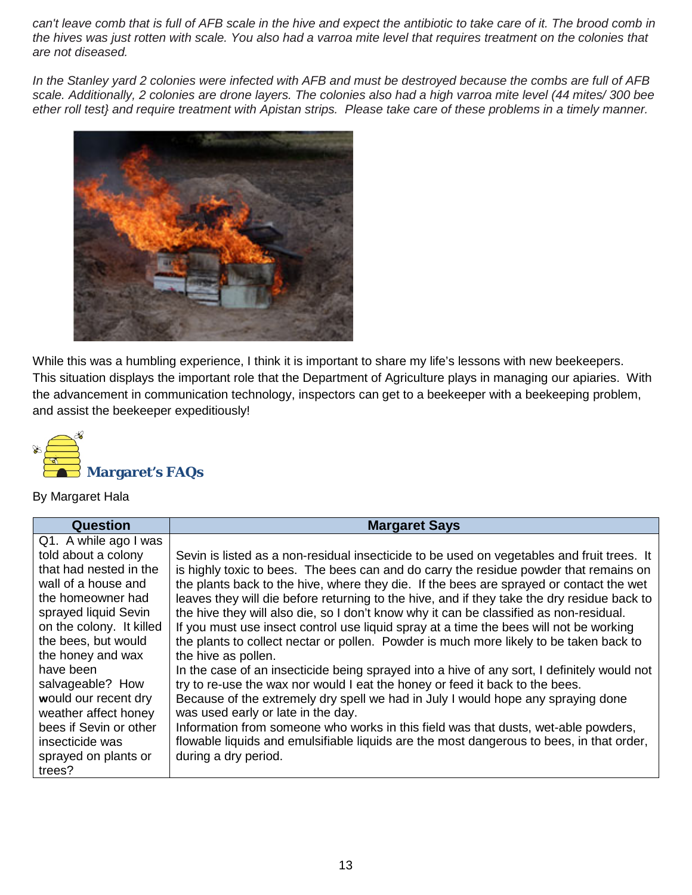*can't leave comb that is full of AFB scale in the hive and expect the antibiotic to take care of it. The brood comb in the hives was just rotten with scale. You also had a varroa mite level that requires treatment on the colonies that are not diseased.*

*In the Stanley yard 2 colonies were infected with AFB and must be destroyed because the combs are full of AFB scale. Additionally, 2 colonies are drone layers. The colonies also had a high varroa mite level (44 mites/ 300 bee ether roll test} and require treatment with Apistan strips. Please take care of these problems in a timely manner.*

While this was a humbling experience, I think it is important to share my life's lessons with new beekeepers. This situation displays the important role that the Department of Agriculture plays in managing our apiaries. With the advancement in communication technology, inspectors can get to a beekeeper with a beekeeping problem, and assist the beekeeper expeditiously!

## Margaret's FAQs

By Margaret Hala

| Question | Margaret Says |
| --- | --- |
| Q1. A while ago I was told about a colony that had nested in the wall of a house and the homeowner had sprayed liquid Sevin on the colony. It killed the bees, but would the honey and wax have been salvageable? How would our recent dry weather affect honey bees if Sevin or other insecticide was sprayed on plants or trees? | Sevin is listed as a non-residual insecticide to be used on vegetables and fruit trees. It is highly toxic to bees. The bees can and do carry the residue powder that remains on the plants back to the hive, where they die. If the bees are sprayed or contact the wet leaves they will die before returning to the hive, and if they take the dry residue back to the hive they will also die, so I don't know why it can be classified as non-residual. If you must use insect control use liquid spray at a time the bees will not be working the plants to collect nectar or pollen. Powder is much more likely to be taken back to the hive as pollen. In the case of an insecticide being sprayed into a hive of any sort, I definitely would not try to re-use the wax nor would I eat the honey or feed it back to the bees. Because of the extremely dry spell we had in July I would hope any spraying done was used early or late in the day. Information from someone who works in this field was that dusts, wet-able powders, flowable liquids and emulsifiable liquids are the most dangerous to bees, in that order, during a dry period. |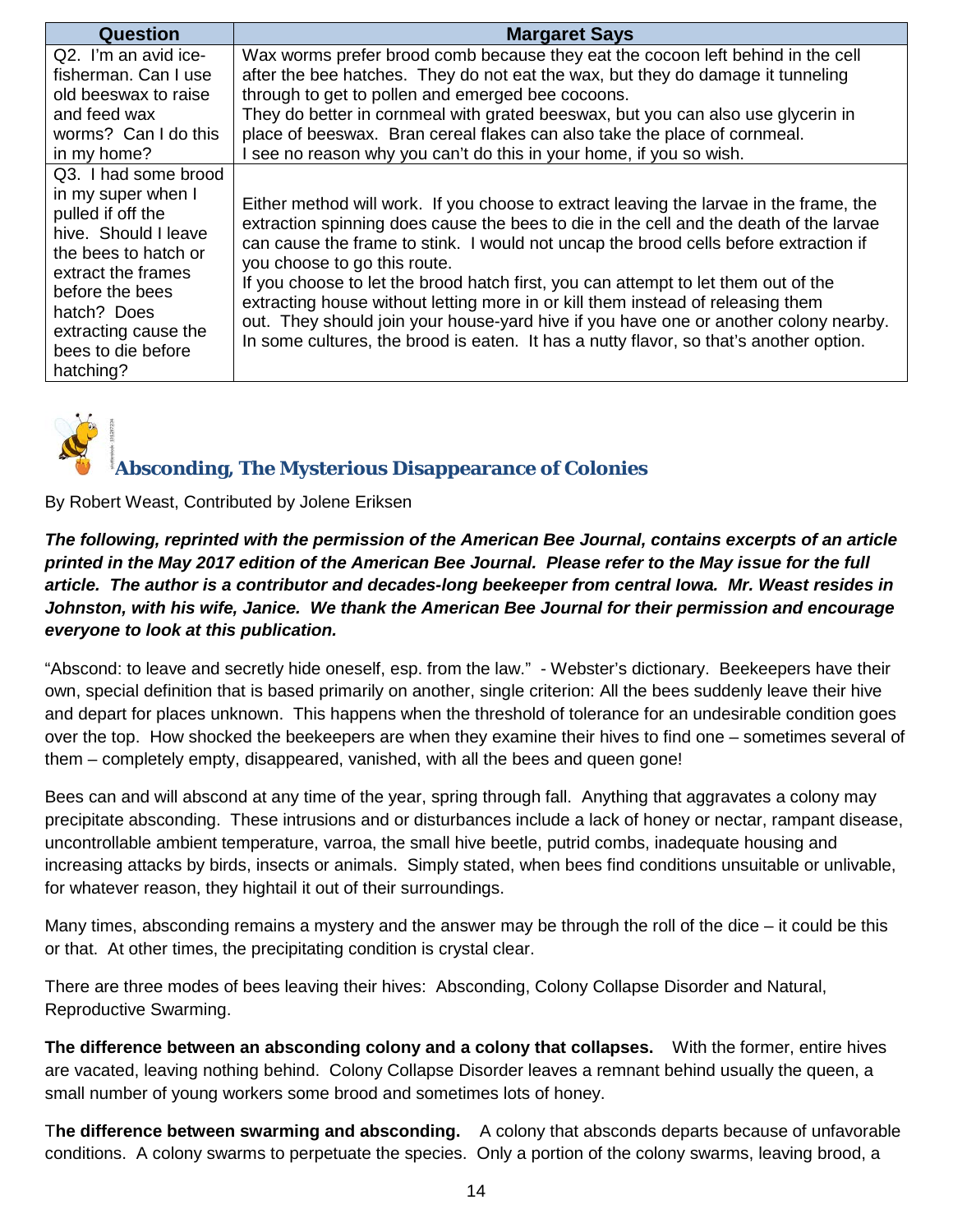| Question | Margaret Says |
| --- | --- |
| Q2. I'm an avid ice-fisherman. Can I use old beeswax to raise and feed wax worms? Can I do this in my home? | Wax worms prefer brood comb because they eat the cocoon left behind in the cell after the bee hatches. They do not eat the wax, but they do damage it tunneling through to get to pollen and emerged bee cocoons. They do better in cornmeal with grated beeswax, but you can also use glycerin in place of beeswax. Bran cereal flakes can also take the place of cornmeal. I see no reason why you can't do this in your home, if you so wish. |
| Q3. I had some brood in my super when I pulled if off the hive. Should I leave the bees to hatch or extract the frames before the bees hatch? Does extracting cause the bees to die before hatching? | Either method will work. If you choose to extract leaving the larvae in the frame, the extraction spinning does cause the bees to die in the cell and the death of the larvae can cause the frame to stink. I would not uncap the brood cells before extraction if you choose to go this route. If you choose to let the brood hatch first, you can attempt to let them out of the extracting house without letting more in or kill them instead of releasing them out. They should join your house-yard hive if you have one or another colony nearby. In some cultures, the brood is eaten. It has a nutty flavor, so that's another option. |

## Absconding, The Mysterious Disappearance of Colonies

By Robert Weast, Contributed by Jolene Eriksen

***The following, reprinted with the permission of the American Bee Journal, contains excerpts of an article printed in the May 2017 edition of the American Bee Journal. Please refer to the May issue for the full article. The author is a contributor and decades-long beekeeper from central Iowa. Mr. Weast resides in Johnston, with his wife, Janice. We thank the American Bee Journal for their permission and encourage everyone to look at this publication.***

"Abscond: to leave and secretly hide oneself, esp. from the law." - Webster's dictionary. Beekeepers have their own, special definition that is based primarily on another, single criterion: All the bees suddenly leave their hive and depart for places unknown. This happens when the threshold of tolerance for an undesirable condition goes over the top. How shocked the beekeepers are when they examine their hives to find one – sometimes several of them – completely empty, disappeared, vanished, with all the bees and queen gone!

Bees can and will abscond at any time of the year, spring through fall. Anything that aggravates a colony may precipitate absconding. These intrusions and or disturbances include a lack of honey or nectar, rampant disease, uncontrollable ambient temperature, varroa, the small hive beetle, putrid combs, inadequate housing and increasing attacks by birds, insects or animals. Simply stated, when bees find conditions unsuitable or unlivable, for whatever reason, they hightail it out of their surroundings.

Many times, absconding remains a mystery and the answer may be through the roll of the dice – it could be this or that. At other times, the precipitating condition is crystal clear.

There are three modes of bees leaving their hives: Absconding, Colony Collapse Disorder and Natural, Reproductive Swarming.

**The difference between an absconding colony and a colony that collapses.** With the former, entire hives are vacated, leaving nothing behind. Colony Collapse Disorder leaves a remnant behind usually the queen, a small number of young workers some brood and sometimes lots of honey.

**The difference between swarming and absconding.** A colony that absconds departs because of unfavorable conditions. A colony swarms to perpetuate the species. Only a portion of the colony swarms, leaving brood, a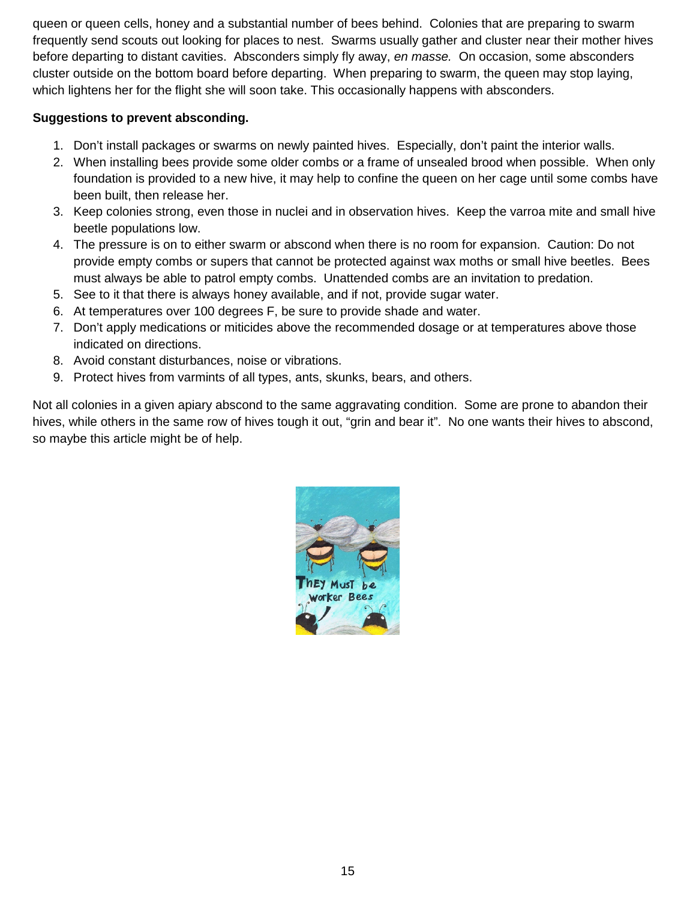queen or queen cells, honey and a substantial number of bees behind. Colonies that are preparing to swarm frequently send scouts out looking for places to nest. Swarms usually gather and cluster near their mother hives before departing to distant cavities. Absconders simply fly away, *en masse.* On occasion, some absconders cluster outside on the bottom board before departing. When preparing to swarm, the queen may stop laying, which lightens her for the flight she will soon take. This occasionally happens with absconders.

**Suggestions to prevent absconding.**

1. Don't install packages or swarms on newly painted hives. Especially, don't paint the interior walls.
2. When installing bees provide some older combs or a frame of unsealed brood when possible. When only foundation is provided to a new hive, it may help to confine the queen on her cage until some combs have been built, then release her.
3. Keep colonies strong, even those in nuclei and in observation hives. Keep the varroa mite and small hive beetle populations low.
4. The pressure is on to either swarm or abscond when there is no room for expansion. Caution: Do not provide empty combs or supers that cannot be protected against wax moths or small hive beetles. Bees must always be able to patrol empty combs. Unattended combs are an invitation to predation.
5. See to it that there is always honey available, and if not, provide sugar water.
6. At temperatures over 100 degrees F, be sure to provide shade and water.
7. Don't apply medications or miticides above the recommended dosage or at temperatures above those indicated on directions.
8. Avoid constant disturbances, noise or vibrations.
9. Protect hives from varmints of all types, ants, skunks, bears, and others.

Not all colonies in a given apiary abscond to the same aggravating condition. Some are prone to abandon their hives, while others in the same row of hives tough it out, "grin and bear it". No one wants their hives to abscond, so maybe this article might be of help.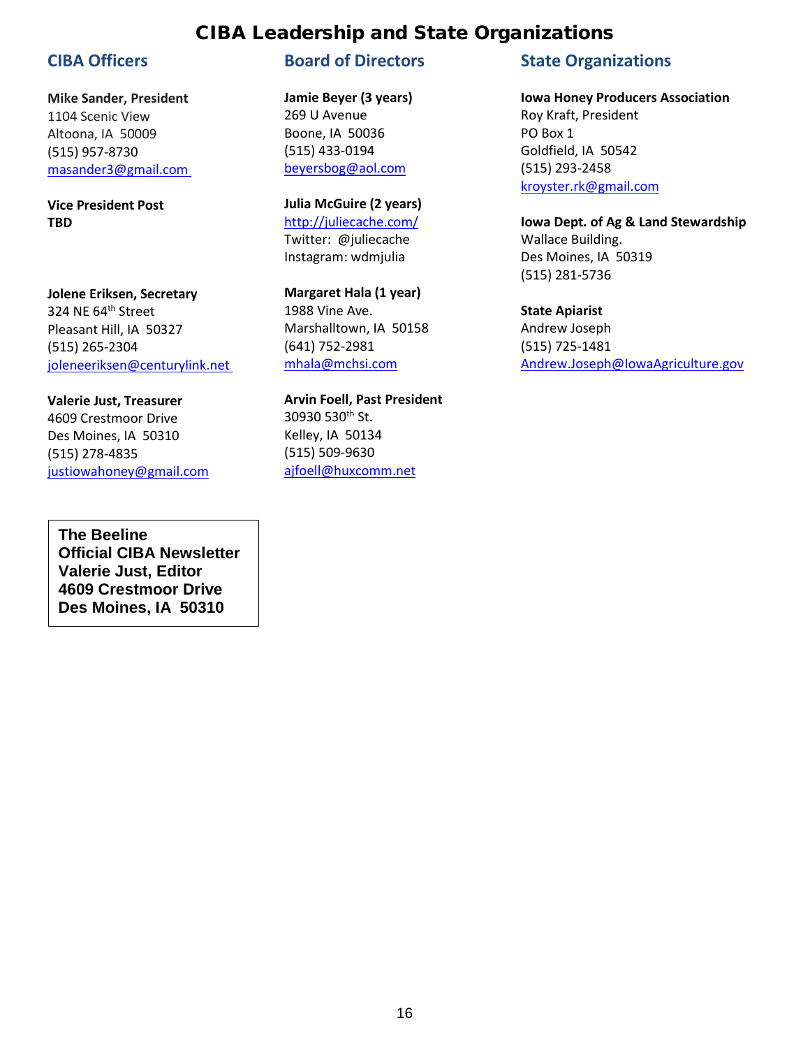# CIBA Leadership and State Organizations

## CIBA Officers

**Mike Sander, President**
1104 Scenic View
Altoona, IA 50009
(515) 957-8730
masander3@gmail.com

**Vice President Post**
**TBD**

**Jolene Eriksen, Secretary**
324 NE 64th Street
Pleasant Hill, IA 50327
(515) 265-2304
joleneeriksen@centurylink.net

**Valerie Just, Treasurer**
4609 Crestmoor Drive
Des Moines, IA 50310
(515) 278-4835
justiowahoney@gmail.com

**The Beeline**
**Official CIBA Newsletter**
**Valerie Just, Editor**
**4609 Crestmoor Drive**
**Des Moines, IA 50310**

## Board of Directors

**Jamie Beyer (3 years)**
269 U Avenue
Boone, IA 50036
(515) 433-0194
beyersbog@aol.com

**Julia McGuire (2 years)**
http://juliecache.com/
Twitter: @juliecache
Instagram: wdmjulia

**Margaret Hala (1 year)**
1988 Vine Ave.
Marshalltown, IA 50158
(641) 752-2981
mhala@mchsi.com

**Arvin Foell, Past President**
30930 530th St.
Kelley, IA 50134
(515) 509-9630
ajfoell@huxcomm.net

## State Organizations

**Iowa Honey Producers Association**
Roy Kraft, President
PO Box 1
Goldfield, IA 50542
(515) 293-2458
kroyster.rk@gmail.com

**Iowa Dept. of Ag & Land Stewardship**
Wallace Building.
Des Moines, IA 50319
(515) 281-5736

**State Apiarist**
Andrew Joseph
(515) 725-1481
Andrew.Joseph@IowaAgriculture.gov